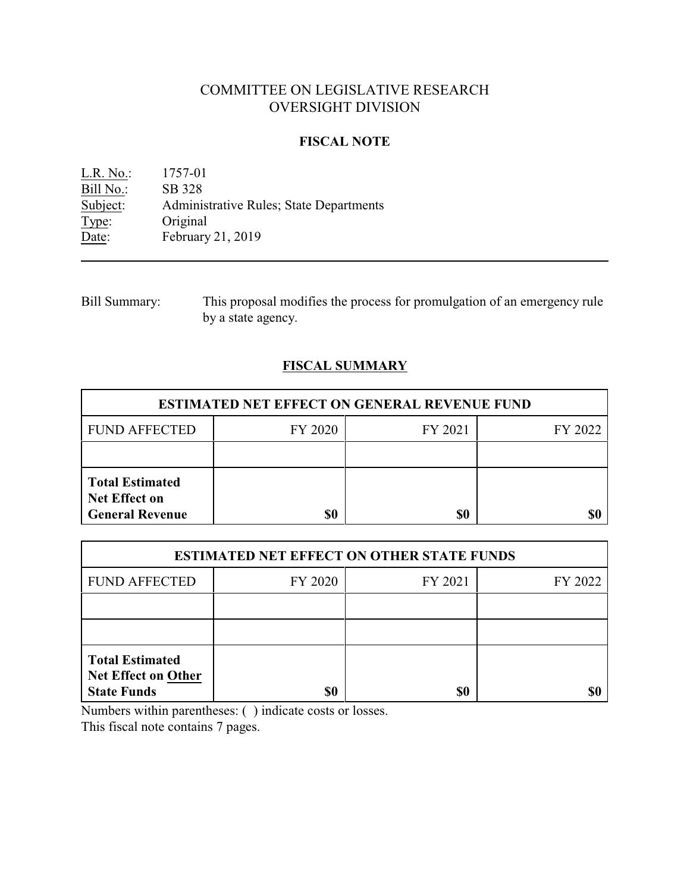# COMMITTEE ON LEGISLATIVE RESEARCH
# OVERSIGHT DIVISION

## FISCAL NOTE

L.R. No.: 1757-01
Bill No.: SB 328
Subject: Administrative Rules; State Departments
Type: Original
Date: February 21, 2019

---

Bill Summary: This proposal modifies the process for promulgation of an emergency rule by a state agency.

## FISCAL SUMMARY

| ESTIMATED NET EFFECT ON GENERAL REVENUE FUND | | | |
|---|---|---|---|
| FUND AFFECTED | FY 2020 | FY 2021 | FY 2022 |
| | | | |
| **Total Estimated Net Effect on General Revenue** | **$0** | **$0** | **$0** |

| ESTIMATED NET EFFECT ON OTHER STATE FUNDS | | | |
|---|---|---|---|
| FUND AFFECTED | FY 2020 | FY 2021 | FY 2022 |
| | | | |
| | | | |
| **Total Estimated Net Effect on Other State Funds** | **$0** | **$0** | **$0** |

Numbers within parentheses: ( ) indicate costs or losses.
This fiscal note contains 7 pages.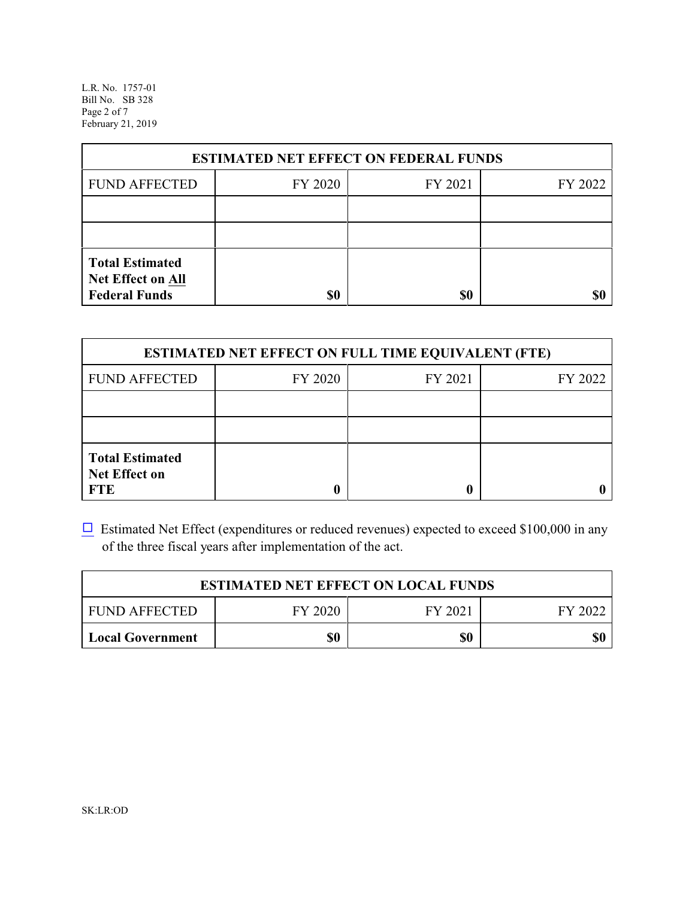| ESTIMATED NET EFFECT ON FEDERAL FUNDS | | | |
|---|---|---|---|
| FUND AFFECTED | FY 2020 | FY 2021 | FY 2022 |
| | | | |
| | | | |
| **Total Estimated Net Effect on All Federal Funds** | **$0** | **$0** | **$0** |

| ESTIMATED NET EFFECT ON FULL TIME EQUIVALENT (FTE) | | | |
|---|---|---|---|
| FUND AFFECTED | FY 2020 | FY 2021 | FY 2022 |
| | | | |
| | | | |
| **Total Estimated Net Effect on FTE** | **0** | **0** | **0** |

☐ Estimated Net Effect (expenditures or reduced revenues) expected to exceed $100,000 in any of the three fiscal years after implementation of the act.

| ESTIMATED NET EFFECT ON LOCAL FUNDS | | | |
|---|---|---|---|
| FUND AFFECTED | FY 2020 | FY 2021 | FY 2022 |
| **Local Government** | **$0** | **$0** | **$0** |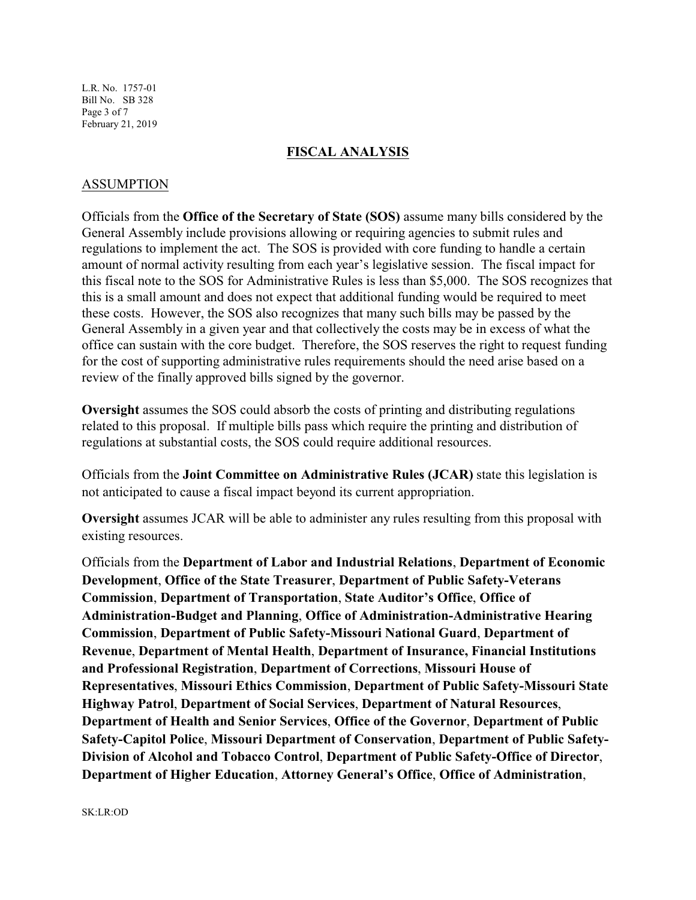## FISCAL ANALYSIS

### ASSUMPTION

Officials from the **Office of the Secretary of State (SOS)** assume many bills considered by the General Assembly include provisions allowing or requiring agencies to submit rules and regulations to implement the act. The SOS is provided with core funding to handle a certain amount of normal activity resulting from each year's legislative session. The fiscal impact for this fiscal note to the SOS for Administrative Rules is less than $5,000. The SOS recognizes that this is a small amount and does not expect that additional funding would be required to meet these costs. However, the SOS also recognizes that many such bills may be passed by the General Assembly in a given year and that collectively the costs may be in excess of what the office can sustain with the core budget. Therefore, the SOS reserves the right to request funding for the cost of supporting administrative rules requirements should the need arise based on a review of the finally approved bills signed by the governor.

**Oversight** assumes the SOS could absorb the costs of printing and distributing regulations related to this proposal. If multiple bills pass which require the printing and distribution of regulations at substantial costs, the SOS could require additional resources.

Officials from the **Joint Committee on Administrative Rules (JCAR)** state this legislation is not anticipated to cause a fiscal impact beyond its current appropriation.

**Oversight** assumes JCAR will be able to administer any rules resulting from this proposal with existing resources.

Officials from the **Department of Labor and Industrial Relations**, **Department of Economic Development**, **Office of the State Treasurer**, **Department of Public Safety-Veterans Commission**, **Department of Transportation**, **State Auditor's Office**, **Office of Administration-Budget and Planning**, **Office of Administration-Administrative Hearing Commission**, **Department of Public Safety-Missouri National Guard**, **Department of Revenue**, **Department of Mental Health**, **Department of Insurance, Financial Institutions and Professional Registration**, **Department of Corrections**, **Missouri House of Representatives**, **Missouri Ethics Commission**, **Department of Public Safety-Missouri State Highway Patrol**, **Department of Social Services**, **Department of Natural Resources**, **Department of Health and Senior Services**, **Office of the Governor**, **Department of Public Safety-Capitol Police**, **Missouri Department of Conservation**, **Department of Public Safety-Division of Alcohol and Tobacco Control**, **Department of Public Safety-Office of Director**, **Department of Higher Education**, **Attorney General's Office**, **Office of Administration**,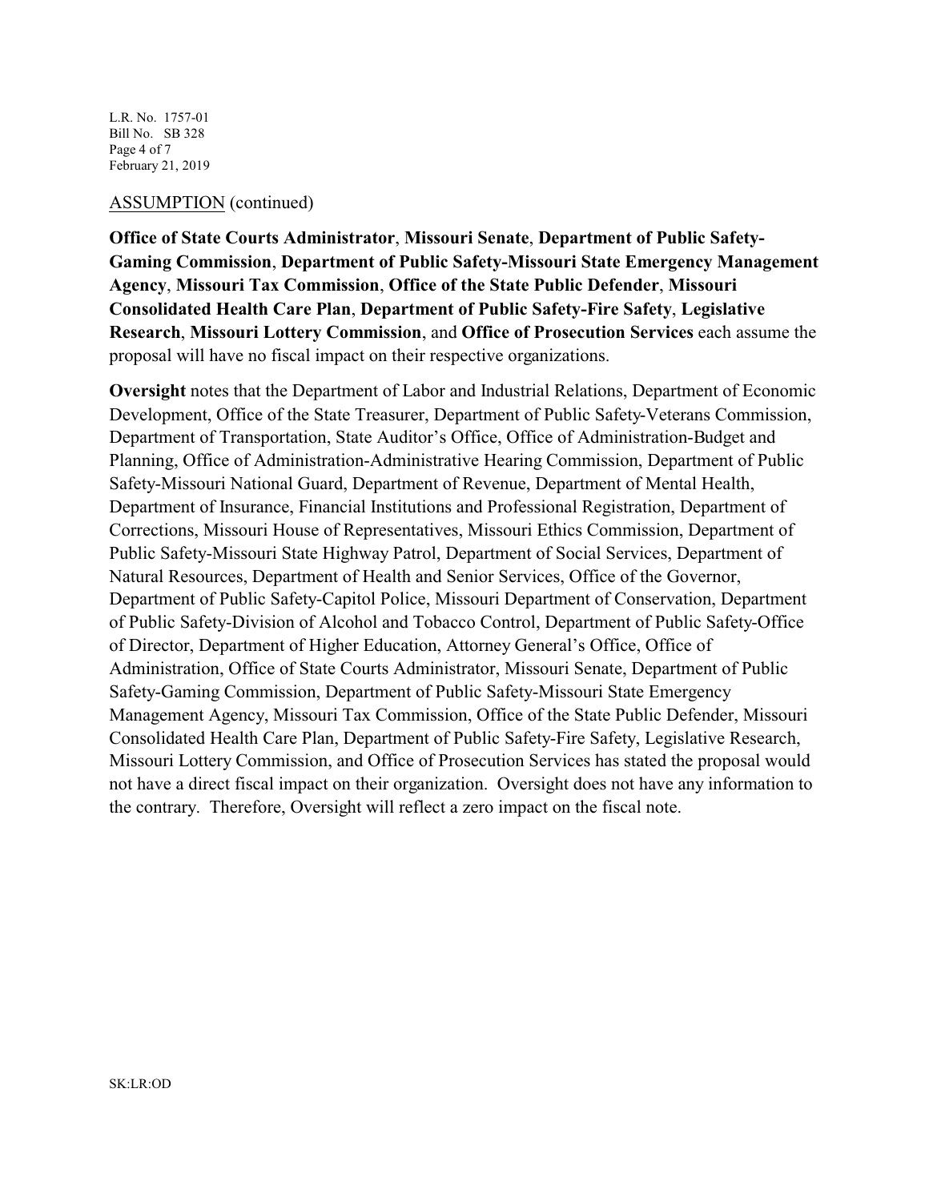ASSUMPTION (continued)

**Office of State Courts Administrator**, **Missouri Senate**, **Department of Public Safety-Gaming Commission**, **Department of Public Safety-Missouri State Emergency Management Agency**, **Missouri Tax Commission**, **Office of the State Public Defender**, **Missouri Consolidated Health Care Plan**, **Department of Public Safety-Fire Safety**, **Legislative Research**, **Missouri Lottery Commission**, and **Office of Prosecution Services** each assume the proposal will have no fiscal impact on their respective organizations.

**Oversight** notes that the Department of Labor and Industrial Relations, Department of Economic Development, Office of the State Treasurer, Department of Public Safety-Veterans Commission, Department of Transportation, State Auditor's Office, Office of Administration-Budget and Planning, Office of Administration-Administrative Hearing Commission, Department of Public Safety-Missouri National Guard, Department of Revenue, Department of Mental Health, Department of Insurance, Financial Institutions and Professional Registration, Department of Corrections, Missouri House of Representatives, Missouri Ethics Commission, Department of Public Safety-Missouri State Highway Patrol, Department of Social Services, Department of Natural Resources, Department of Health and Senior Services, Office of the Governor, Department of Public Safety-Capitol Police, Missouri Department of Conservation, Department of Public Safety-Division of Alcohol and Tobacco Control, Department of Public Safety-Office of Director, Department of Higher Education, Attorney General's Office, Office of Administration, Office of State Courts Administrator, Missouri Senate, Department of Public Safety-Gaming Commission, Department of Public Safety-Missouri State Emergency Management Agency, Missouri Tax Commission, Office of the State Public Defender, Missouri Consolidated Health Care Plan, Department of Public Safety-Fire Safety, Legislative Research, Missouri Lottery Commission, and Office of Prosecution Services has stated the proposal would not have a direct fiscal impact on their organization. Oversight does not have any information to the contrary. Therefore, Oversight will reflect a zero impact on the fiscal note.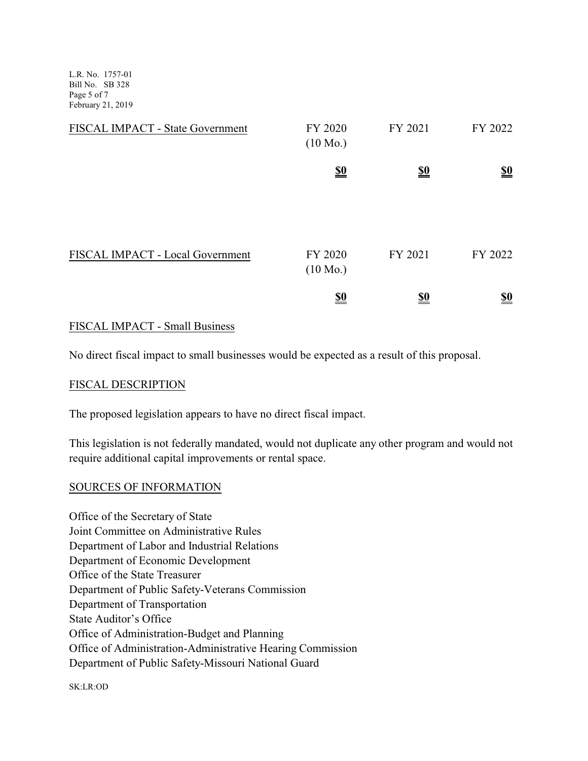| FISCAL IMPACT - State Government | FY 2020 (10 Mo.) | FY 2021 | FY 2022 |
|---|---|---|---|
| | **$0** | **$0** | **$0** |

| FISCAL IMPACT - Local Government | FY 2020 (10 Mo.) | FY 2021 | FY 2022 |
|---|---|---|---|
| | **$0** | **$0** | **$0** |

## FISCAL IMPACT - Small Business

No direct fiscal impact to small businesses would be expected as a result of this proposal.

## FISCAL DESCRIPTION

The proposed legislation appears to have no direct fiscal impact.

This legislation is not federally mandated, would not duplicate any other program and would not require additional capital improvements or rental space.

## SOURCES OF INFORMATION

Office of the Secretary of State
Joint Committee on Administrative Rules
Department of Labor and Industrial Relations
Department of Economic Development
Office of the State Treasurer
Department of Public Safety-Veterans Commission
Department of Transportation
State Auditor's Office
Office of Administration-Budget and Planning
Office of Administration-Administrative Hearing Commission
Department of Public Safety-Missouri National Guard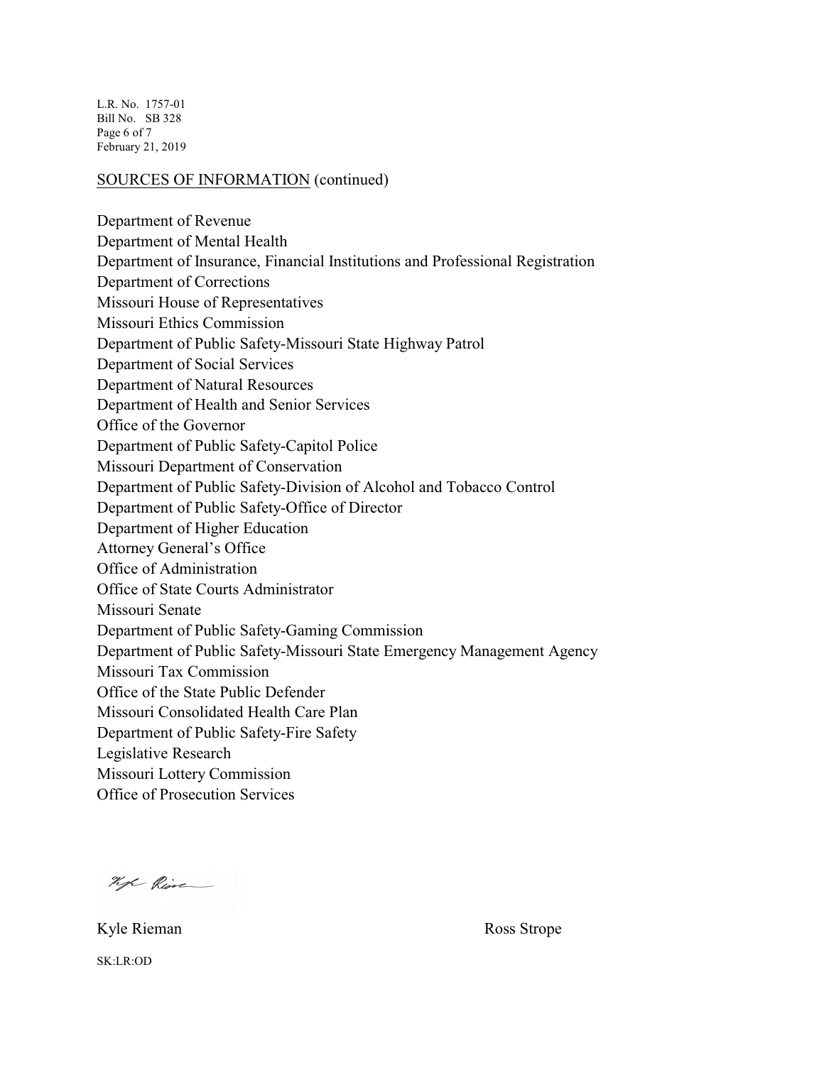<u>SOURCES OF INFORMATION</u> (continued)

Department of Revenue
Department of Mental Health
Department of Insurance, Financial Institutions and Professional Registration
Department of Corrections
Missouri House of Representatives
Missouri Ethics Commission
Department of Public Safety-Missouri State Highway Patrol
Department of Social Services
Department of Natural Resources
Department of Health and Senior Services
Office of the Governor
Department of Public Safety-Capitol Police
Missouri Department of Conservation
Department of Public Safety-Division of Alcohol and Tobacco Control
Department of Public Safety-Office of Director
Department of Higher Education
Attorney General's Office
Office of Administration
Office of State Courts Administrator
Missouri Senate
Department of Public Safety-Gaming Commission
Department of Public Safety-Missouri State Emergency Management Agency
Missouri Tax Commission
Office of the State Public Defender
Missouri Consolidated Health Care Plan
Department of Public Safety-Fire Safety
Legislative Research
Missouri Lottery Commission
Office of Prosecution Services

Kyle Rieman　　　　　　　　　　　　　　　　Ross Strope

SK:LR:OD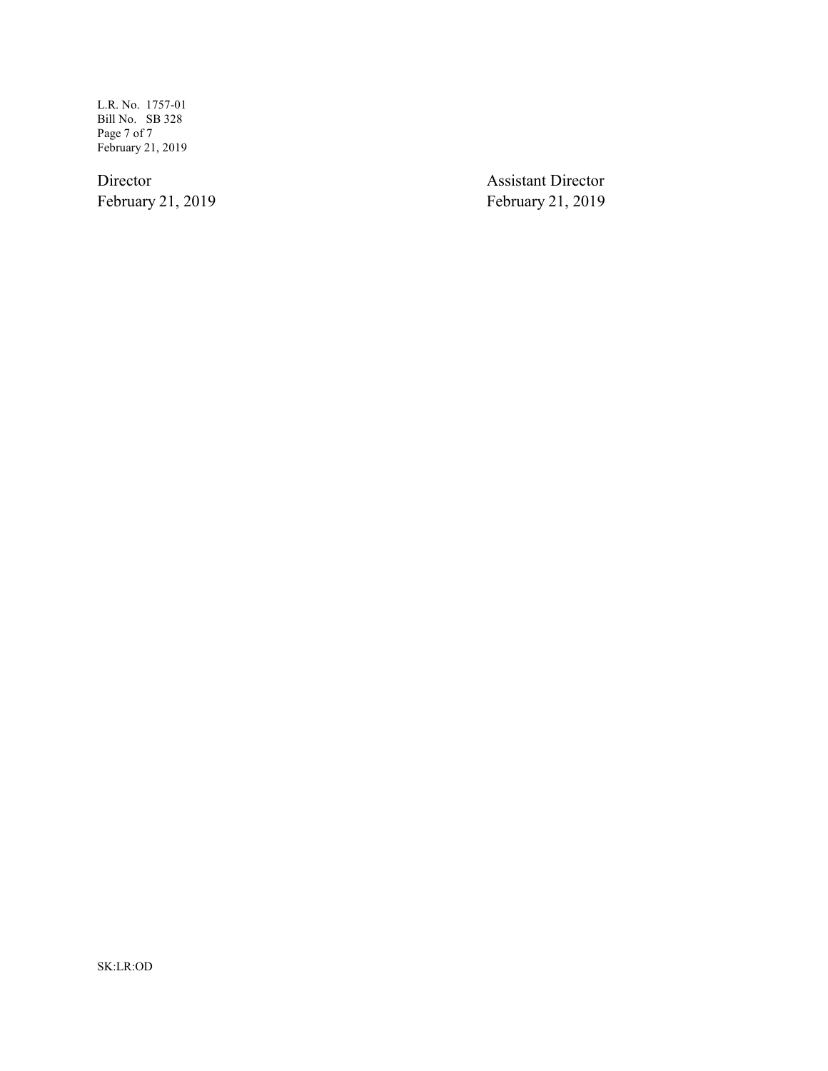| | |
|---|---|
| Director | Assistant Director |
| February 21, 2019 | February 21, 2019 |

SK:LR:OD